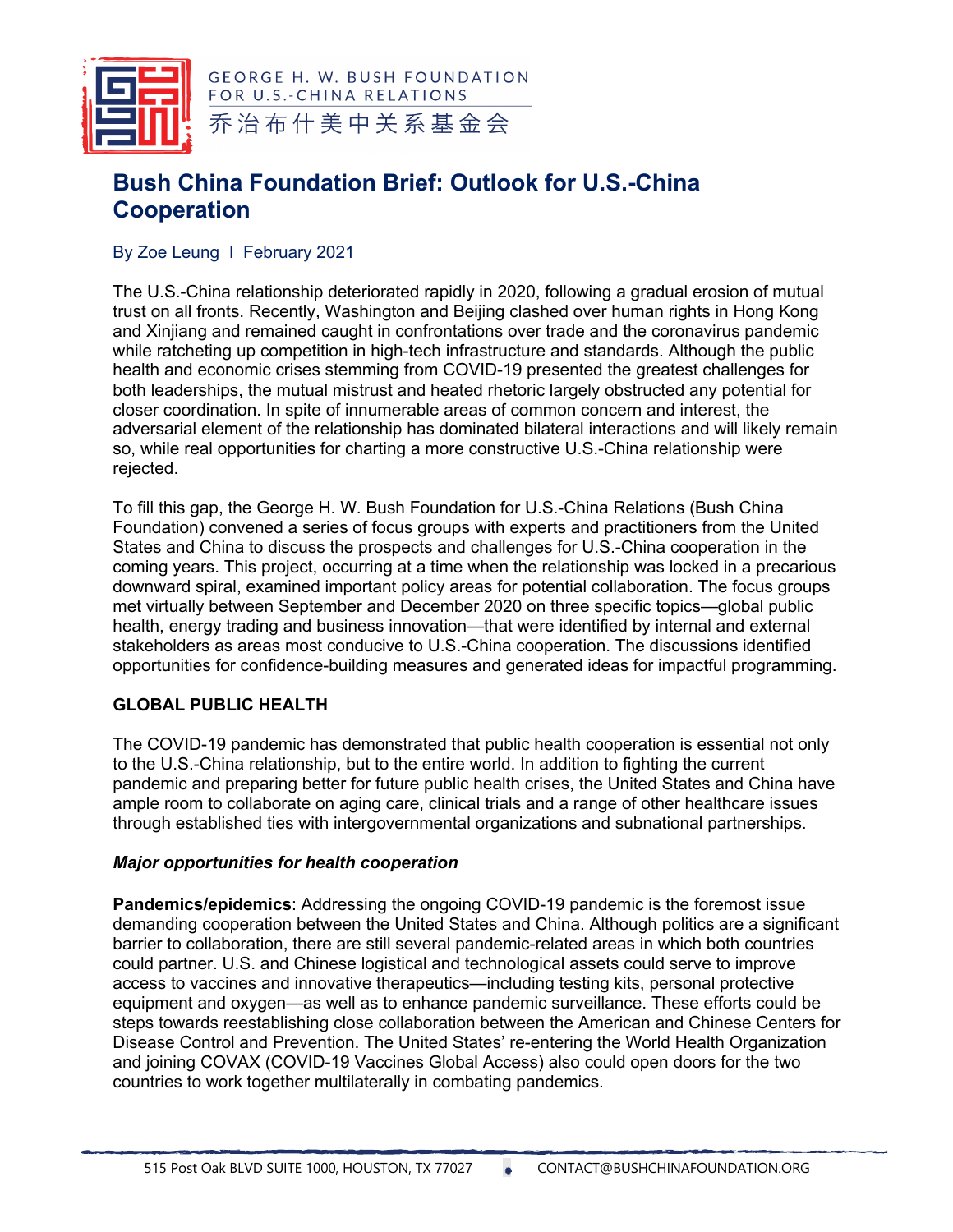GEORGE H. W. BUSH FOUNDATION FOR U.S.-CHINA RELATIONS
乔治布什美中关系基金会

# Bush China Foundation Brief: Outlook for U.S.-China Cooperation

By Zoe Leung I February 2021

The U.S.-China relationship deteriorated rapidly in 2020, following a gradual erosion of mutual trust on all fronts. Recently, Washington and Beijing clashed over human rights in Hong Kong and Xinjiang and remained caught in confrontations over trade and the coronavirus pandemic while ratcheting up competition in high-tech infrastructure and standards. Although the public health and economic crises stemming from COVID-19 presented the greatest challenges for both leaderships, the mutual mistrust and heated rhetoric largely obstructed any potential for closer coordination. In spite of innumerable areas of common concern and interest, the adversarial element of the relationship has dominated bilateral interactions and will likely remain so, while real opportunities for charting a more constructive U.S.-China relationship were rejected.

To fill this gap, the George H. W. Bush Foundation for U.S.-China Relations (Bush China Foundation) convened a series of focus groups with experts and practitioners from the United States and China to discuss the prospects and challenges for U.S.-China cooperation in the coming years. This project, occurring at a time when the relationship was locked in a precarious downward spiral, examined important policy areas for potential collaboration. The focus groups met virtually between September and December 2020 on three specific topics—global public health, energy trading and business innovation—that were identified by internal and external stakeholders as areas most conducive to U.S.-China cooperation. The discussions identified opportunities for confidence-building measures and generated ideas for impactful programming.

## GLOBAL PUBLIC HEALTH

The COVID-19 pandemic has demonstrated that public health cooperation is essential not only to the U.S.-China relationship, but to the entire world. In addition to fighting the current pandemic and preparing better for future public health crises, the United States and China have ample room to collaborate on aging care, clinical trials and a range of other healthcare issues through established ties with intergovernmental organizations and subnational partnerships.

### *Major opportunities for health cooperation*

**Pandemics/epidemics**: Addressing the ongoing COVID-19 pandemic is the foremost issue demanding cooperation between the United States and China. Although politics are a significant barrier to collaboration, there are still several pandemic-related areas in which both countries could partner. U.S. and Chinese logistical and technological assets could serve to improve access to vaccines and innovative therapeutics—including testing kits, personal protective equipment and oxygen—as well as to enhance pandemic surveillance. These efforts could be steps towards reestablishing close collaboration between the American and Chinese Centers for Disease Control and Prevention. The United States' re-entering the World Health Organization and joining COVAX (COVID-19 Vaccines Global Access) also could open doors for the two countries to work together multilaterally in combating pandemics.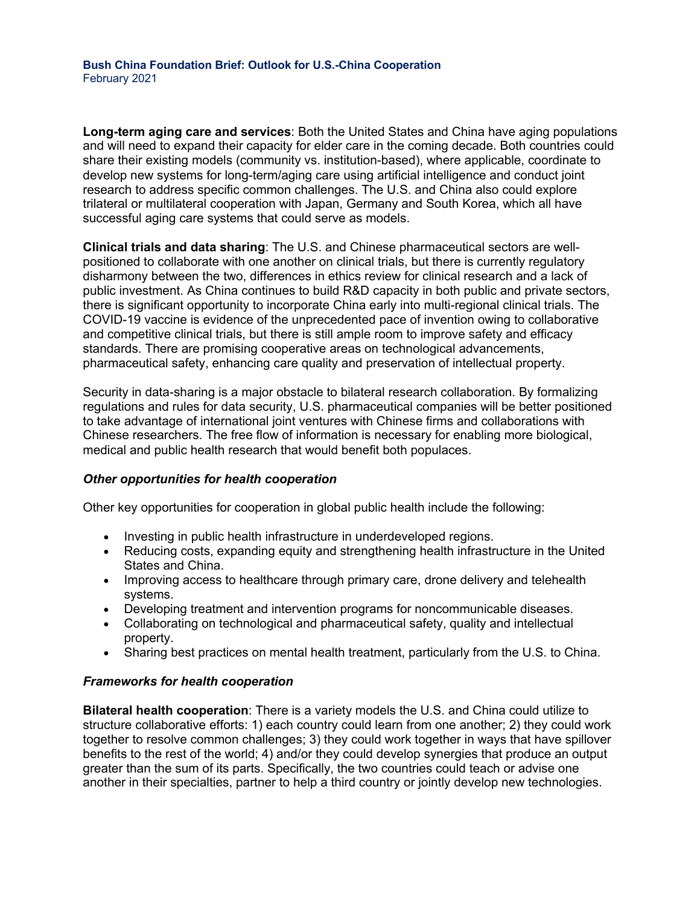**Long-term aging care and services**: Both the United States and China have aging populations and will need to expand their capacity for elder care in the coming decade. Both countries could share their existing models (community vs. institution-based), where applicable, coordinate to develop new systems for long-term/aging care using artificial intelligence and conduct joint research to address specific common challenges. The U.S. and China also could explore trilateral or multilateral cooperation with Japan, Germany and South Korea, which all have successful aging care systems that could serve as models.

**Clinical trials and data sharing**: The U.S. and Chinese pharmaceutical sectors are well-positioned to collaborate with one another on clinical trials, but there is currently regulatory disharmony between the two, differences in ethics review for clinical research and a lack of public investment. As China continues to build R&D capacity in both public and private sectors, there is significant opportunity to incorporate China early into multi-regional clinical trials. The COVID-19 vaccine is evidence of the unprecedented pace of invention owing to collaborative and competitive clinical trials, but there is still ample room to improve safety and efficacy standards. There are promising cooperative areas on technological advancements, pharmaceutical safety, enhancing care quality and preservation of intellectual property.

Security in data-sharing is a major obstacle to bilateral research collaboration. By formalizing regulations and rules for data security, U.S. pharmaceutical companies will be better positioned to take advantage of international joint ventures with Chinese firms and collaborations with Chinese researchers. The free flow of information is necessary for enabling more biological, medical and public health research that would benefit both populaces.

### *Other opportunities for health cooperation*

Other key opportunities for cooperation in global public health include the following:

- Investing in public health infrastructure in underdeveloped regions.
- Reducing costs, expanding equity and strengthening health infrastructure in the United States and China.
- Improving access to healthcare through primary care, drone delivery and telehealth systems.
- Developing treatment and intervention programs for noncommunicable diseases.
- Collaborating on technological and pharmaceutical safety, quality and intellectual property.
- Sharing best practices on mental health treatment, particularly from the U.S. to China.

### *Frameworks for health cooperation*

**Bilateral health cooperation**: There is a variety models the U.S. and China could utilize to structure collaborative efforts: 1) each country could learn from one another; 2) they could work together to resolve common challenges; 3) they could work together in ways that have spillover benefits to the rest of the world; 4) and/or they could develop synergies that produce an output greater than the sum of its parts. Specifically, the two countries could teach or advise one another in their specialties, partner to help a third country or jointly develop new technologies.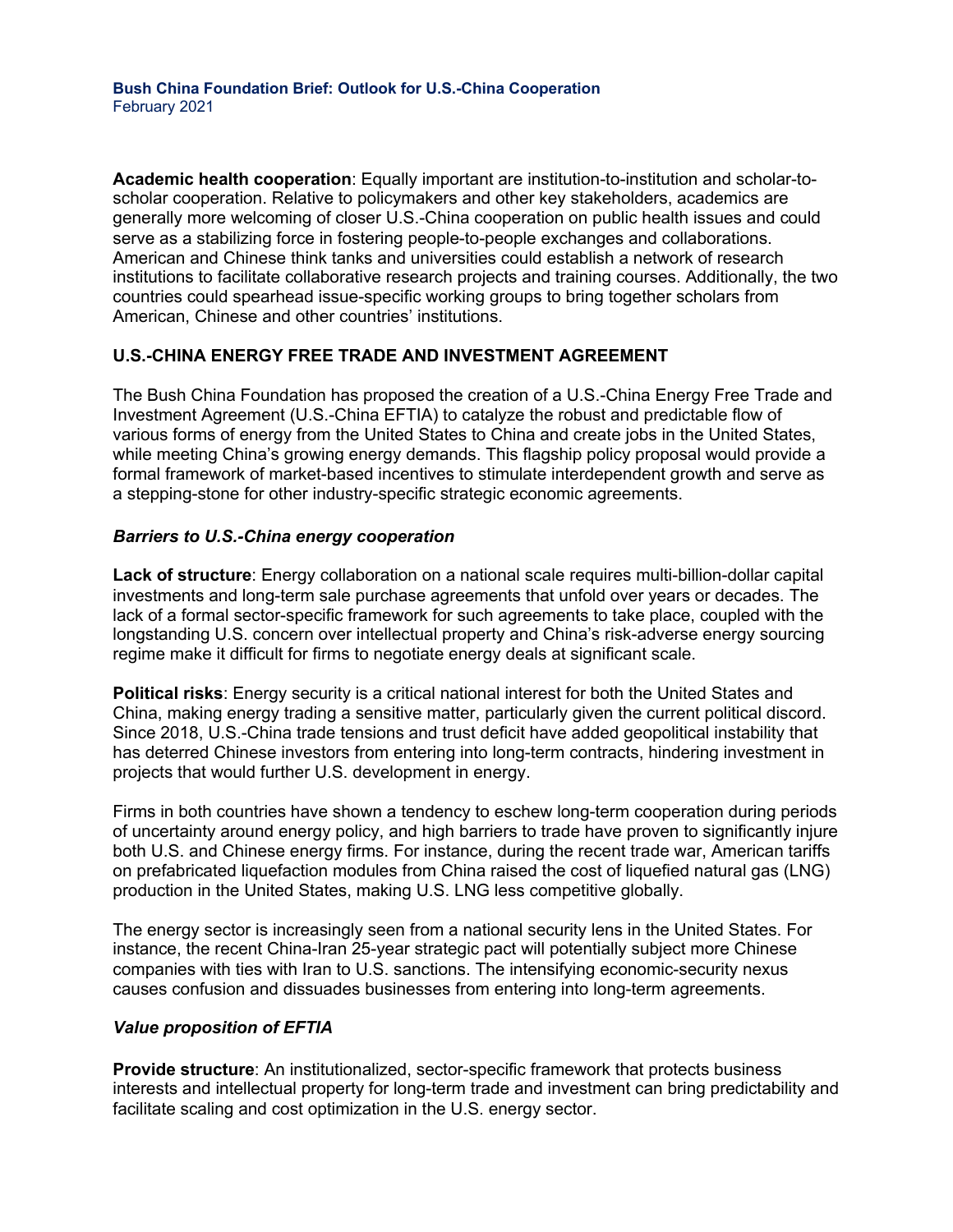**Academic health cooperation**: Equally important are institution-to-institution and scholar-to-scholar cooperation. Relative to policymakers and other key stakeholders, academics are generally more welcoming of closer U.S.-China cooperation on public health issues and could serve as a stabilizing force in fostering people-to-people exchanges and collaborations. American and Chinese think tanks and universities could establish a network of research institutions to facilitate collaborative research projects and training courses. Additionally, the two countries could spearhead issue-specific working groups to bring together scholars from American, Chinese and other countries' institutions.

## U.S.-CHINA ENERGY FREE TRADE AND INVESTMENT AGREEMENT

The Bush China Foundation has proposed the creation of a U.S.-China Energy Free Trade and Investment Agreement (U.S.-China EFTIA) to catalyze the robust and predictable flow of various forms of energy from the United States to China and create jobs in the United States, while meeting China's growing energy demands. This flagship policy proposal would provide a formal framework of market-based incentives to stimulate interdependent growth and serve as a stepping-stone for other industry-specific strategic economic agreements.

### *Barriers to U.S.-China energy cooperation*

**Lack of structure**: Energy collaboration on a national scale requires multi-billion-dollar capital investments and long-term sale purchase agreements that unfold over years or decades. The lack of a formal sector-specific framework for such agreements to take place, coupled with the longstanding U.S. concern over intellectual property and China's risk-adverse energy sourcing regime make it difficult for firms to negotiate energy deals at significant scale.

**Political risks**: Energy security is a critical national interest for both the United States and China, making energy trading a sensitive matter, particularly given the current political discord. Since 2018, U.S.-China trade tensions and trust deficit have added geopolitical instability that has deterred Chinese investors from entering into long-term contracts, hindering investment in projects that would further U.S. development in energy.

Firms in both countries have shown a tendency to eschew long-term cooperation during periods of uncertainty around energy policy, and high barriers to trade have proven to significantly injure both U.S. and Chinese energy firms. For instance, during the recent trade war, American tariffs on prefabricated liquefaction modules from China raised the cost of liquefied natural gas (LNG) production in the United States, making U.S. LNG less competitive globally.

The energy sector is increasingly seen from a national security lens in the United States. For instance, the recent China-Iran 25-year strategic pact will potentially subject more Chinese companies with ties with Iran to U.S. sanctions. The intensifying economic-security nexus causes confusion and dissuades businesses from entering into long-term agreements.

### *Value proposition of EFTIA*

**Provide structure**: An institutionalized, sector-specific framework that protects business interests and intellectual property for long-term trade and investment can bring predictability and facilitate scaling and cost optimization in the U.S. energy sector.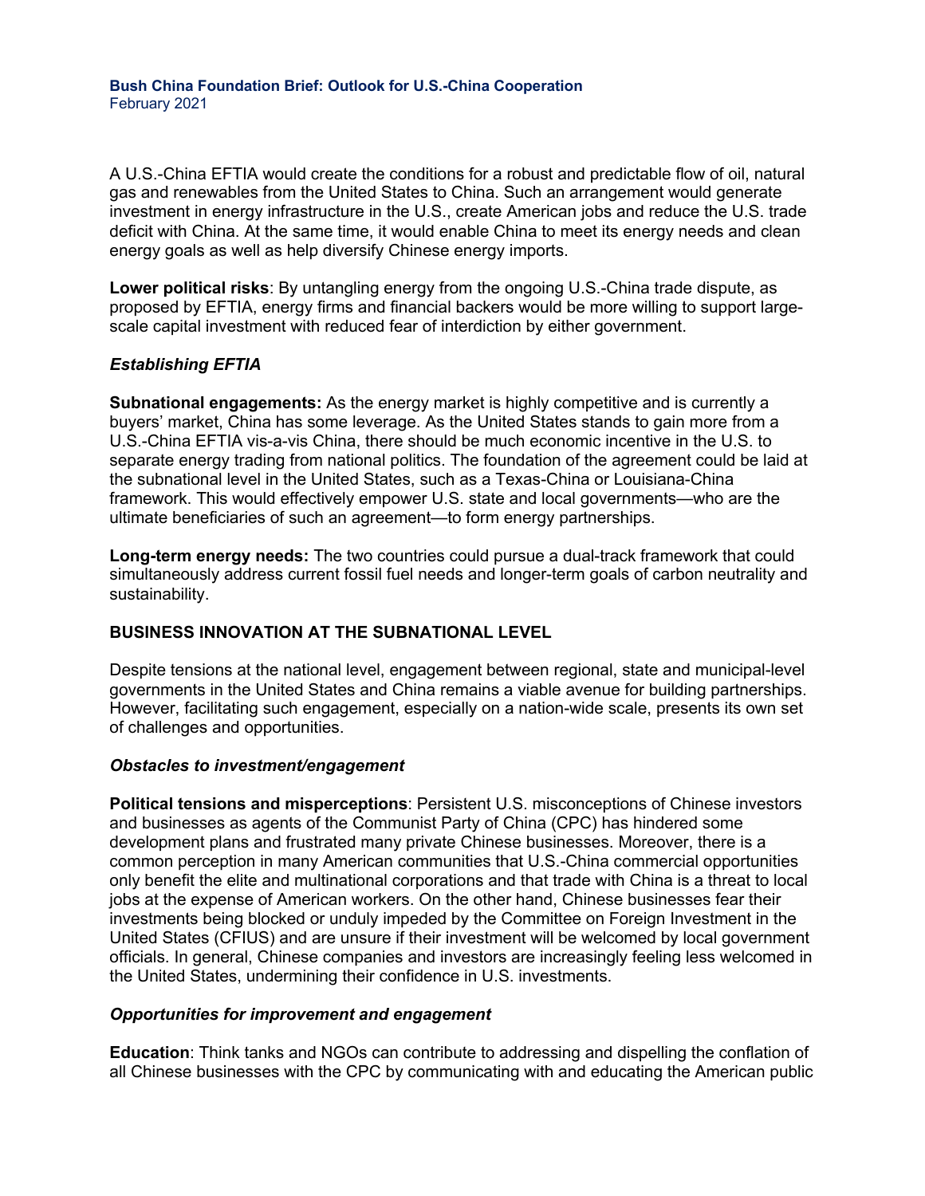A U.S.-China EFTIA would create the conditions for a robust and predictable flow of oil, natural gas and renewables from the United States to China. Such an arrangement would generate investment in energy infrastructure in the U.S., create American jobs and reduce the U.S. trade deficit with China. At the same time, it would enable China to meet its energy needs and clean energy goals as well as help diversify Chinese energy imports.

**Lower political risks**: By untangling energy from the ongoing U.S.-China trade dispute, as proposed by EFTIA, energy firms and financial backers would be more willing to support large-scale capital investment with reduced fear of interdiction by either government.

### *Establishing EFTIA*

**Subnational engagements:** As the energy market is highly competitive and is currently a buyers' market, China has some leverage. As the United States stands to gain more from a U.S.-China EFTIA vis-a-vis China, there should be much economic incentive in the U.S. to separate energy trading from national politics. The foundation of the agreement could be laid at the subnational level in the United States, such as a Texas-China or Louisiana-China framework. This would effectively empower U.S. state and local governments—who are the ultimate beneficiaries of such an agreement—to form energy partnerships.

**Long-term energy needs:** The two countries could pursue a dual-track framework that could simultaneously address current fossil fuel needs and longer-term goals of carbon neutrality and sustainability.

## BUSINESS INNOVATION AT THE SUBNATIONAL LEVEL

Despite tensions at the national level, engagement between regional, state and municipal-level governments in the United States and China remains a viable avenue for building partnerships. However, facilitating such engagement, especially on a nation-wide scale, presents its own set of challenges and opportunities.

### *Obstacles to investment/engagement*

**Political tensions and misperceptions**: Persistent U.S. misconceptions of Chinese investors and businesses as agents of the Communist Party of China (CPC) has hindered some development plans and frustrated many private Chinese businesses. Moreover, there is a common perception in many American communities that U.S.-China commercial opportunities only benefit the elite and multinational corporations and that trade with China is a threat to local jobs at the expense of American workers. On the other hand, Chinese businesses fear their investments being blocked or unduly impeded by the Committee on Foreign Investment in the United States (CFIUS) and are unsure if their investment will be welcomed by local government officials. In general, Chinese companies and investors are increasingly feeling less welcomed in the United States, undermining their confidence in U.S. investments.

### *Opportunities for improvement and engagement*

**Education**: Think tanks and NGOs can contribute to addressing and dispelling the conflation of all Chinese businesses with the CPC by communicating with and educating the American public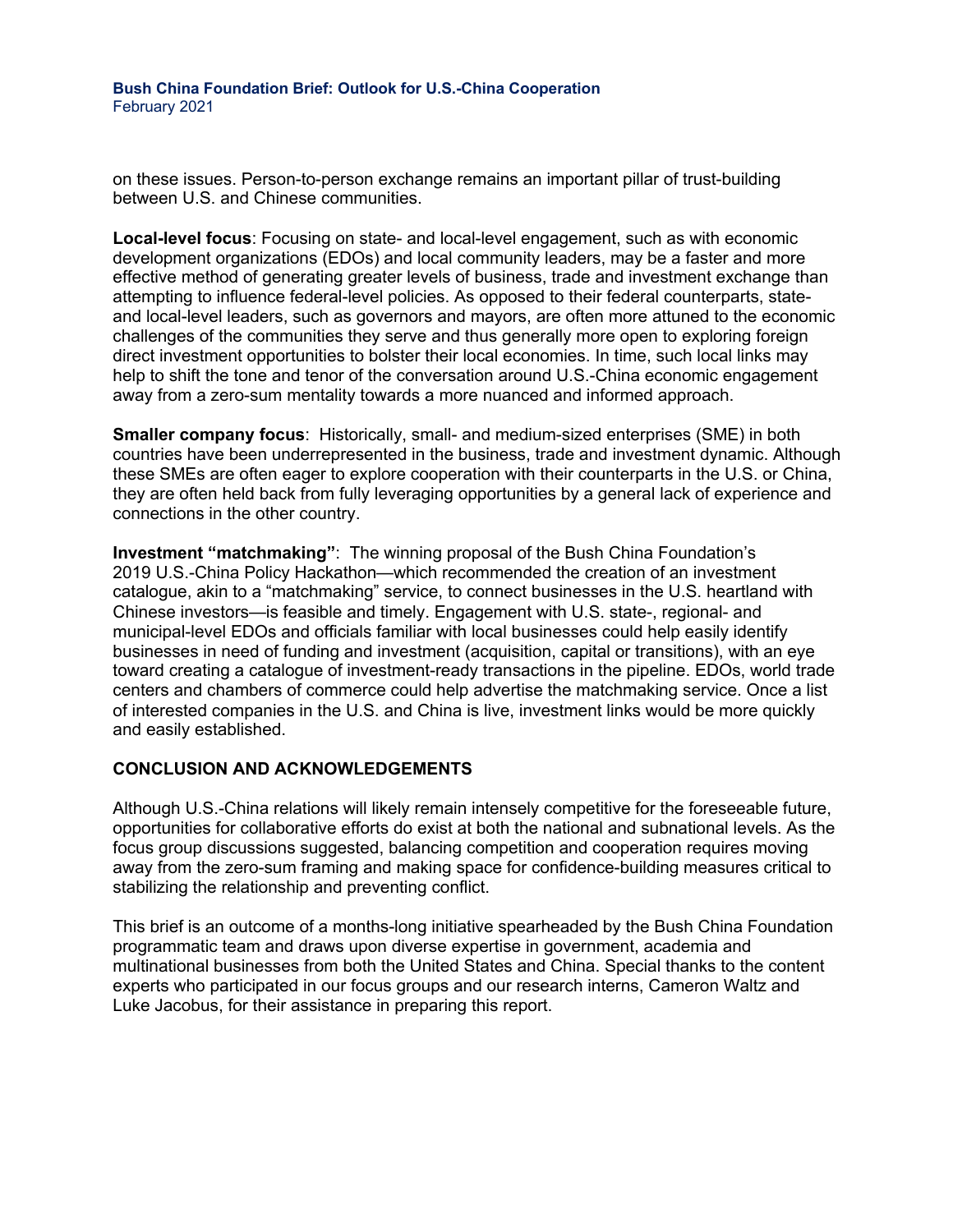on these issues. Person-to-person exchange remains an important pillar of trust-building between U.S. and Chinese communities.

**Local-level focus**: Focusing on state- and local-level engagement, such as with economic development organizations (EDOs) and local community leaders, may be a faster and more effective method of generating greater levels of business, trade and investment exchange than attempting to influence federal-level policies. As opposed to their federal counterparts, state- and local-level leaders, such as governors and mayors, are often more attuned to the economic challenges of the communities they serve and thus generally more open to exploring foreign direct investment opportunities to bolster their local economies. In time, such local links may help to shift the tone and tenor of the conversation around U.S.-China economic engagement away from a zero-sum mentality towards a more nuanced and informed approach.

**Smaller company focus**: Historically, small- and medium-sized enterprises (SME) in both countries have been underrepresented in the business, trade and investment dynamic. Although these SMEs are often eager to explore cooperation with their counterparts in the U.S. or China, they are often held back from fully leveraging opportunities by a general lack of experience and connections in the other country.

**Investment "matchmaking"**: The winning proposal of the Bush China Foundation's 2019 U.S.-China Policy Hackathon—which recommended the creation of an investment catalogue, akin to a "matchmaking" service, to connect businesses in the U.S. heartland with Chinese investors—is feasible and timely. Engagement with U.S. state-, regional- and municipal-level EDOs and officials familiar with local businesses could help easily identify businesses in need of funding and investment (acquisition, capital or transitions), with an eye toward creating a catalogue of investment-ready transactions in the pipeline. EDOs, world trade centers and chambers of commerce could help advertise the matchmaking service. Once a list of interested companies in the U.S. and China is live, investment links would be more quickly and easily established.

## CONCLUSION AND ACKNOWLEDGEMENTS

Although U.S.-China relations will likely remain intensely competitive for the foreseeable future, opportunities for collaborative efforts do exist at both the national and subnational levels. As the focus group discussions suggested, balancing competition and cooperation requires moving away from the zero-sum framing and making space for confidence-building measures critical to stabilizing the relationship and preventing conflict.

This brief is an outcome of a months-long initiative spearheaded by the Bush China Foundation programmatic team and draws upon diverse expertise in government, academia and multinational businesses from both the United States and China. Special thanks to the content experts who participated in our focus groups and our research interns, Cameron Waltz and Luke Jacobus, for their assistance in preparing this report.